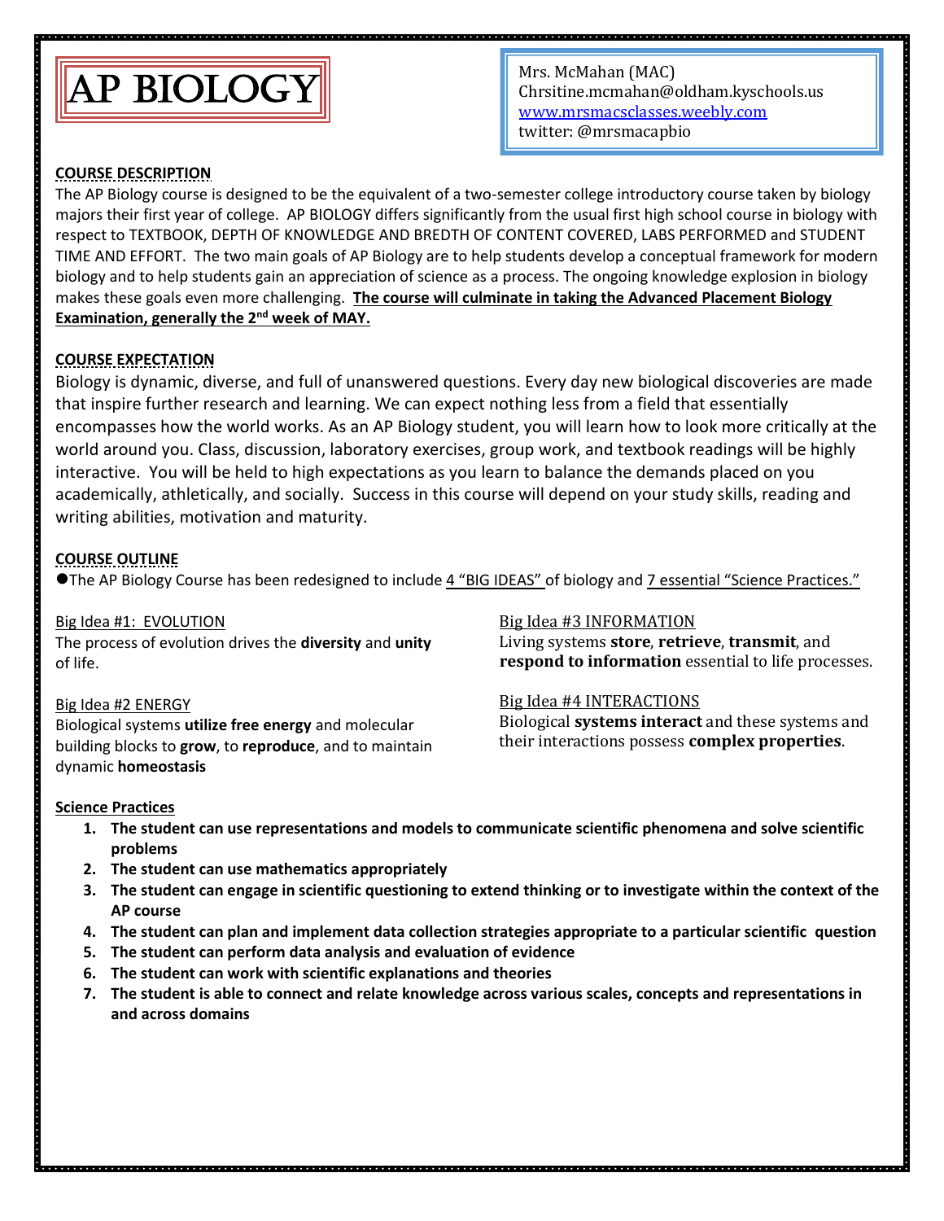# AP BIOLOGY

Mrs. McMahan (MAC)
Chrsitine.mcmahan@oldham.kyschools.us
www.mrsmacsclasses.weebly.com
twitter: @mrsmacapbio

## COURSE DESCRIPTION

The AP Biology course is designed to be the equivalent of a two-semester college introductory course taken by biology majors their first year of college. AP BIOLOGY differs significantly from the usual first high school course in biology with respect to TEXTBOOK, DEPTH OF KNOWLEDGE AND BREDTH OF CONTENT COVERED, LABS PERFORMED and STUDENT TIME AND EFFORT. The two main goals of AP Biology are to help students develop a conceptual framework for modern biology and to help students gain an appreciation of science as a process. The ongoing knowledge explosion in biology makes these goals even more challenging. **The course will culminate in taking the Advanced Placement Biology Examination, generally the 2nd week of MAY.**

## COURSE EXPECTATION

Biology is dynamic, diverse, and full of unanswered questions. Every day new biological discoveries are made that inspire further research and learning. We can expect nothing less from a field that essentially encompasses how the world works. As an AP Biology student, you will learn how to look more critically at the world around you. Class, discussion, laboratory exercises, group work, and textbook readings will be highly interactive. You will be held to high expectations as you learn to balance the demands placed on you academically, athletically, and socially. Success in this course will depend on your study skills, reading and writing abilities, motivation and maturity.

## COURSE OUTLINE

- The AP Biology Course has been redesigned to include 4 "BIG IDEAS" of biology and 7 essential "Science Practices."

Big Idea #1: EVOLUTION
The process of evolution drives the **diversity** and **unity** of life.

Big Idea #2 ENERGY
Biological systems **utilize free energy** and molecular building blocks to **grow**, to **reproduce**, and to maintain dynamic **homeostasis**

Big Idea #3 INFORMATION
Living systems **store**, **retrieve**, **transmit**, and **respond to information** essential to life processes.

Big Idea #4 INTERACTIONS
Biological **systems interact** and these systems and their interactions possess **complex properties**.

### Science Practices

1. **The student can use representations and models to communicate scientific phenomena and solve scientific problems**
2. **The student can use mathematics appropriately**
3. **The student can engage in scientific questioning to extend thinking or to investigate within the context of the AP course**
4. **The student can plan and implement data collection strategies appropriate to a particular scientific question**
5. **The student can perform data analysis and evaluation of evidence**
6. **The student can work with scientific explanations and theories**
7. **The student is able to connect and relate knowledge across various scales, concepts and representations in and across domains**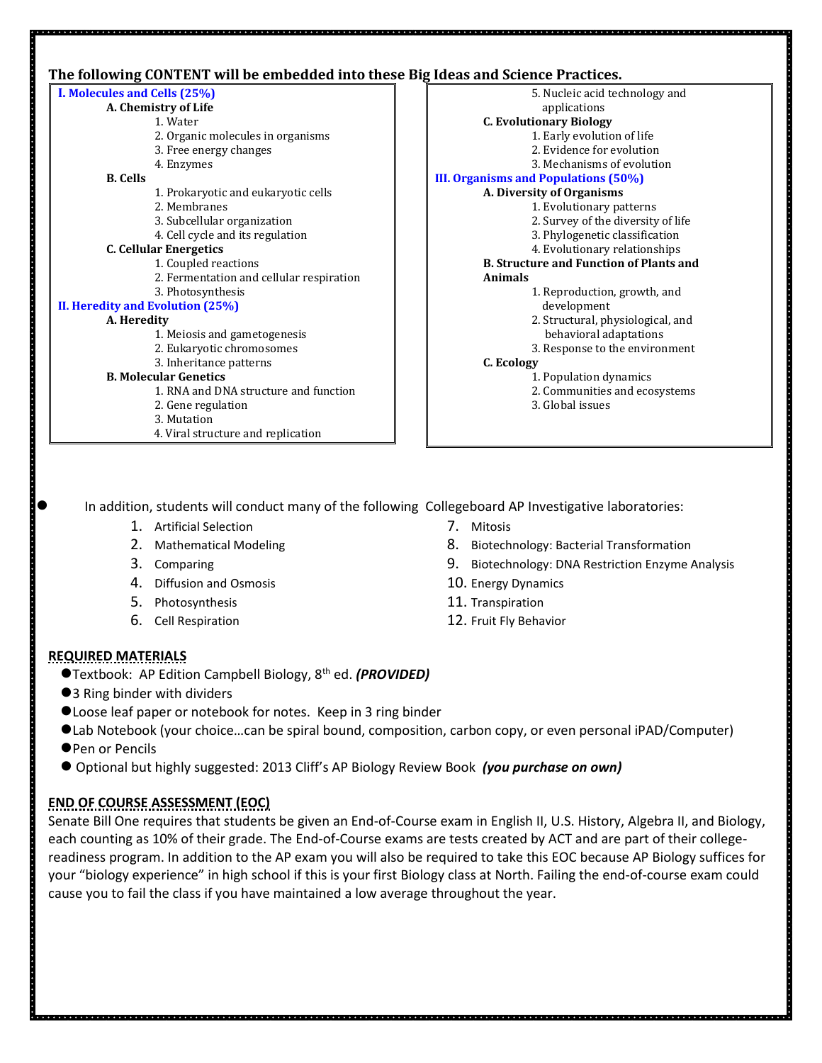**The following CONTENT will be embedded into these Big Ideas and Science Practices.**

**I. Molecules and Cells (25%)**

- **A. Chemistry of Life**
  1. Water
  2. Organic molecules in organisms
  3. Free energy changes
  4. Enzymes
- **B. Cells**
  1. Prokaryotic and eukaryotic cells
  2. Membranes
  3. Subcellular organization
  4. Cell cycle and its regulation
- **C. Cellular Energetics**
  1. Coupled reactions
  2. Fermentation and cellular respiration
  3. Photosynthesis

**II. Heredity and Evolution (25%)**

- **A. Heredity**
  1. Meiosis and gametogenesis
  2. Eukaryotic chromosomes
  3. Inheritance patterns
- **B. Molecular Genetics**
  1. RNA and DNA structure and function
  2. Gene regulation
  3. Mutation
  4. Viral structure and replication
  5. Nucleic acid technology and applications
- **C. Evolutionary Biology**
  1. Early evolution of life
  2. Evidence for evolution
  3. Mechanisms of evolution

**III. Organisms and Populations (50%)**

- **A. Diversity of Organisms**
  1. Evolutionary patterns
  2. Survey of the diversity of life
  3. Phylogenetic classification
  4. Evolutionary relationships
- **B. Structure and Function of Plants and Animals**
  1. Reproduction, growth, and development
  2. Structural, physiological, and behavioral adaptations
  3. Response to the environment
- **C. Ecology**
  1. Population dynamics
  2. Communities and ecosystems
  3. Global issues

- In addition, students will conduct many of the following Collegeboard AP Investigative laboratories:
  1. Artificial Selection
  2. Mathematical Modeling
  3. Comparing
  4. Diffusion and Osmosis
  5. Photosynthesis
  6. Cell Respiration
  7. Mitosis
  8. Biotechnology: Bacterial Transformation
  9. Biotechnology: DNA Restriction Enzyme Analysis
  10. Energy Dynamics
  11. Transpiration
  12. Fruit Fly Behavior

## REQUIRED MATERIALS

- Textbook: AP Edition Campbell Biology, 8th ed. ***(PROVIDED)***
- 3 Ring binder with dividers
- Loose leaf paper or notebook for notes. Keep in 3 ring binder
- Lab Notebook (your choice…can be spiral bound, composition, carbon copy, or even personal iPAD/Computer)
- Pen or Pencils
- Optional but highly suggested: 2013 Cliff's AP Biology Review Book ***(you purchase on own)***

## END OF COURSE ASSESSMENT (EOC)

Senate Bill One requires that students be given an End-of-Course exam in English II, U.S. History, Algebra II, and Biology, each counting as 10% of their grade. The End-of-Course exams are tests created by ACT and are part of their college-readiness program. In addition to the AP exam you will also be required to take this EOC because AP Biology suffices for your "biology experience" in high school if this is your first Biology class at North. Failing the end-of-course exam could cause you to fail the class if you have maintained a low average throughout the year.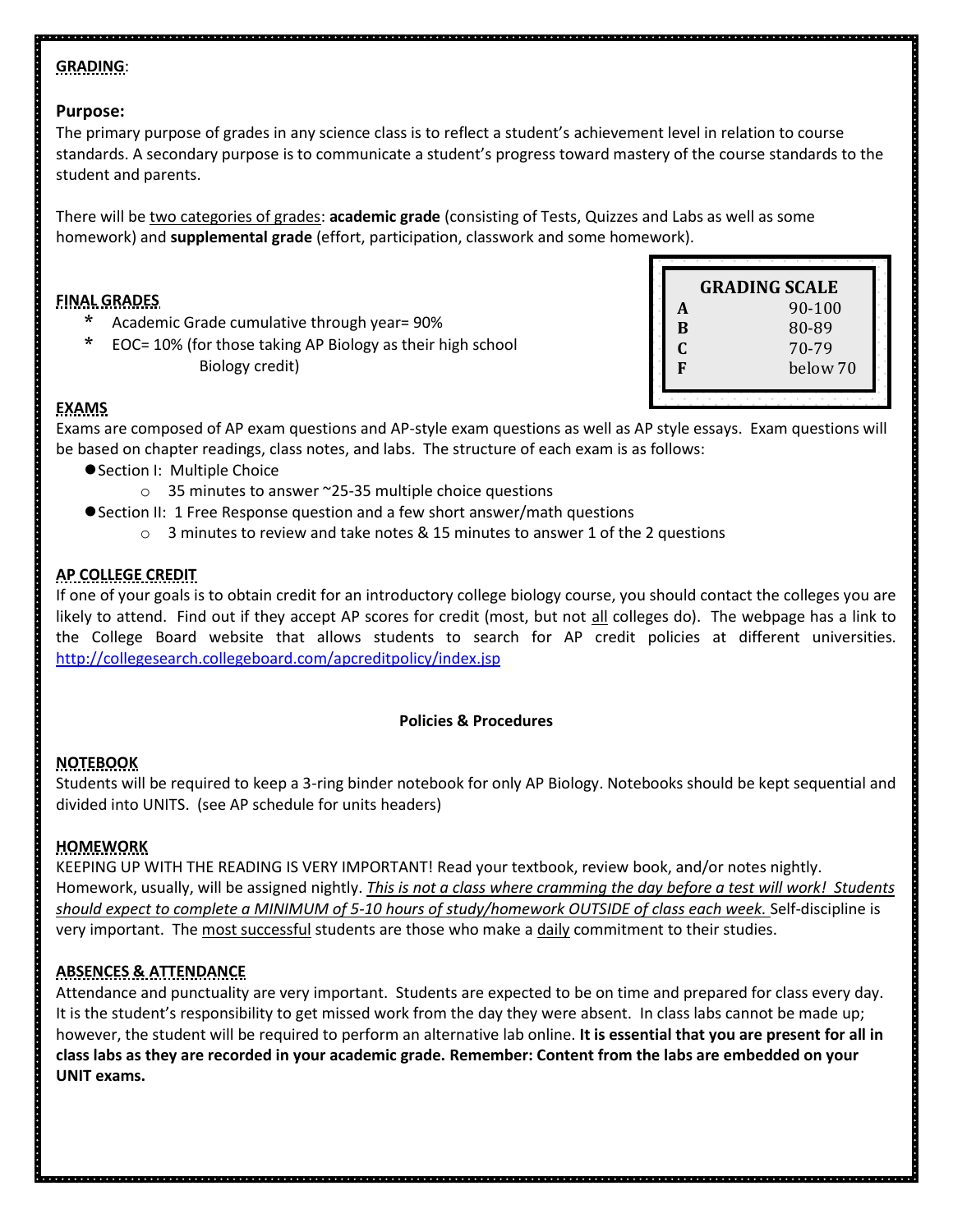**GRADING**:

### Purpose:

The primary purpose of grades in any science class is to reflect a student's achievement level in relation to course standards. A secondary purpose is to communicate a student's progress toward mastery of the course standards to the student and parents.

There will be two categories of grades: **academic grade** (consisting of Tests, Quizzes and Labs as well as some homework) and **supplemental grade** (effort, participation, classwork and some homework).

**FINAL GRADES**

- Academic Grade cumulative through year= 90%
- EOC= 10% (for those taking AP Biology as their high school Biology credit)

| GRADING SCALE | |
|---|---|
| **A** | 90-100 |
| **B** | 80-89 |
| **C** | 70-79 |
| **F** | below 70 |

**EXAMS**

Exams are composed of AP exam questions and AP-style exam questions as well as AP style essays. Exam questions will be based on chapter readings, class notes, and labs. The structure of each exam is as follows:

- Section I: Multiple Choice
  - 35 minutes to answer ~25-35 multiple choice questions
- Section II: 1 Free Response question and a few short answer/math questions
  - 3 minutes to review and take notes & 15 minutes to answer 1 of the 2 questions

**AP COLLEGE CREDIT**

If one of your goals is to obtain credit for an introductory college biology course, you should contact the colleges you are likely to attend. Find out if they accept AP scores for credit (most, but not all colleges do). The webpage has a link to the College Board website that allows students to search for AP credit policies at different universities. http://collegesearch.collegeboard.com/apcreditpolicy/index.jsp

**Policies & Procedures**

**NOTEBOOK**

Students will be required to keep a 3-ring binder notebook for only AP Biology. Notebooks should be kept sequential and divided into UNITS. (see AP schedule for units headers)

**HOMEWORK**

KEEPING UP WITH THE READING IS VERY IMPORTANT! Read your textbook, review book, and/or notes nightly. Homework, usually, will be assigned nightly. *This is not a class where cramming the day before a test will work! Students should expect to complete a MINIMUM of 5-10 hours of study/homework OUTSIDE of class each week.* Self-discipline is very important. The most successful students are those who make a daily commitment to their studies.

**ABSENCES & ATTENDANCE**

Attendance and punctuality are very important. Students are expected to be on time and prepared for class every day. It is the student's responsibility to get missed work from the day they were absent. In class labs cannot be made up; however, the student will be required to perform an alternative lab online. **It is essential that you are present for all in class labs as they are recorded in your academic grade. Remember: Content from the labs are embedded on your UNIT exams.**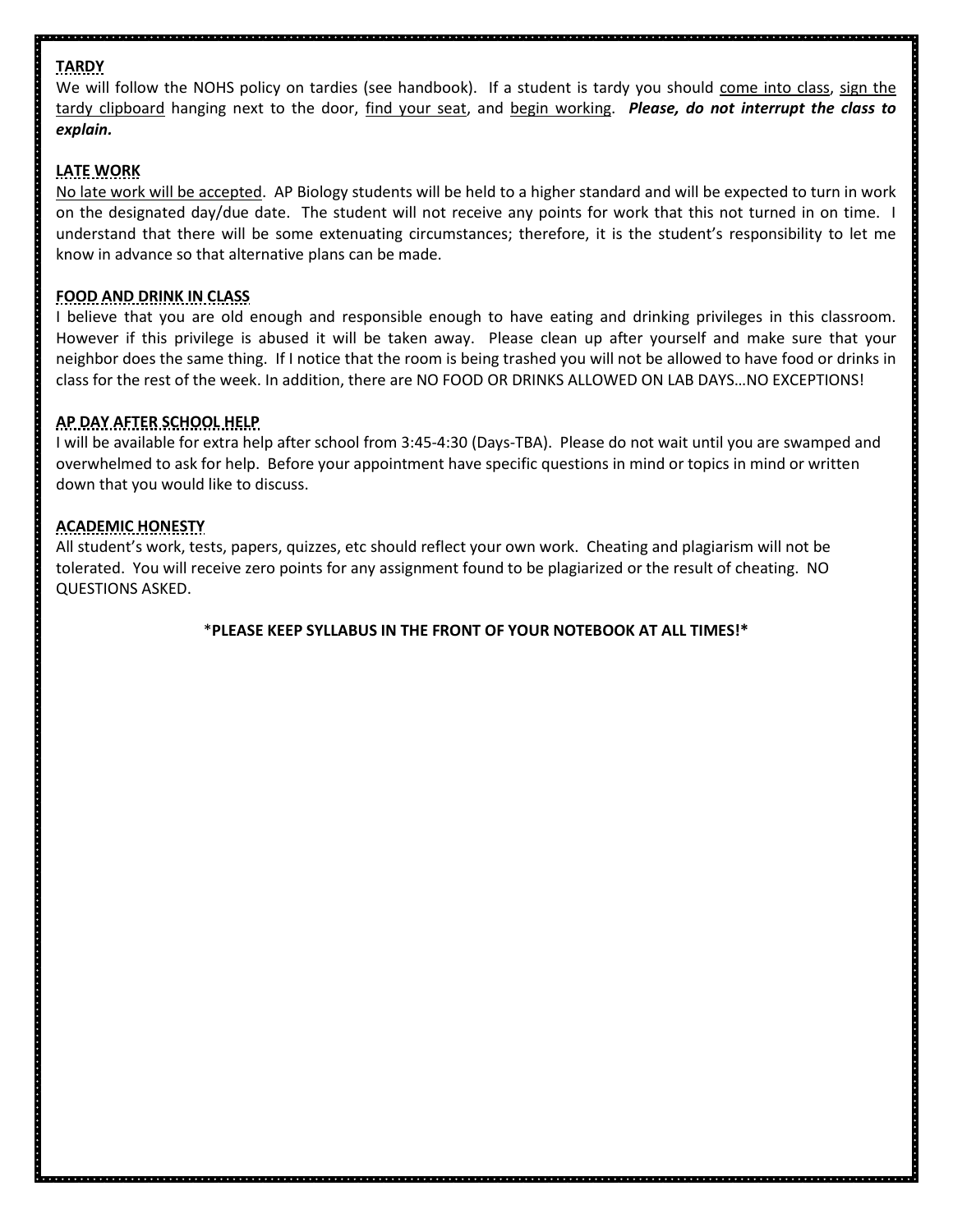## TARDY

We will follow the NOHS policy on tardies (see handbook). If a student is tardy you should come into class, sign the tardy clipboard hanging next to the door, find your seat, and begin working. ***Please, do not interrupt the class to explain.***

## LATE WORK

No late work will be accepted. AP Biology students will be held to a higher standard and will be expected to turn in work on the designated day/due date. The student will not receive any points for work that this not turned in on time. I understand that there will be some extenuating circumstances; therefore, it is the student's responsibility to let me know in advance so that alternative plans can be made.

## FOOD AND DRINK IN CLASS

I believe that you are old enough and responsible enough to have eating and drinking privileges in this classroom. However if this privilege is abused it will be taken away. Please clean up after yourself and make sure that your neighbor does the same thing. If I notice that the room is being trashed you will not be allowed to have food or drinks in class for the rest of the week. In addition, there are NO FOOD OR DRINKS ALLOWED ON LAB DAYS…NO EXCEPTIONS!

## AP DAY AFTER SCHOOL HELP

I will be available for extra help after school from 3:45-4:30 (Days-TBA). Please do not wait until you are swamped and overwhelmed to ask for help. Before your appointment have specific questions in mind or topics in mind or written down that you would like to discuss.

## ACADEMIC HONESTY

All student's work, tests, papers, quizzes, etc should reflect your own work. Cheating and plagiarism will not be tolerated. You will receive zero points for any assignment found to be plagiarized or the result of cheating. NO QUESTIONS ASKED.

\***PLEASE KEEP SYLLABUS IN THE FRONT OF YOUR NOTEBOOK AT ALL TIMES!**\*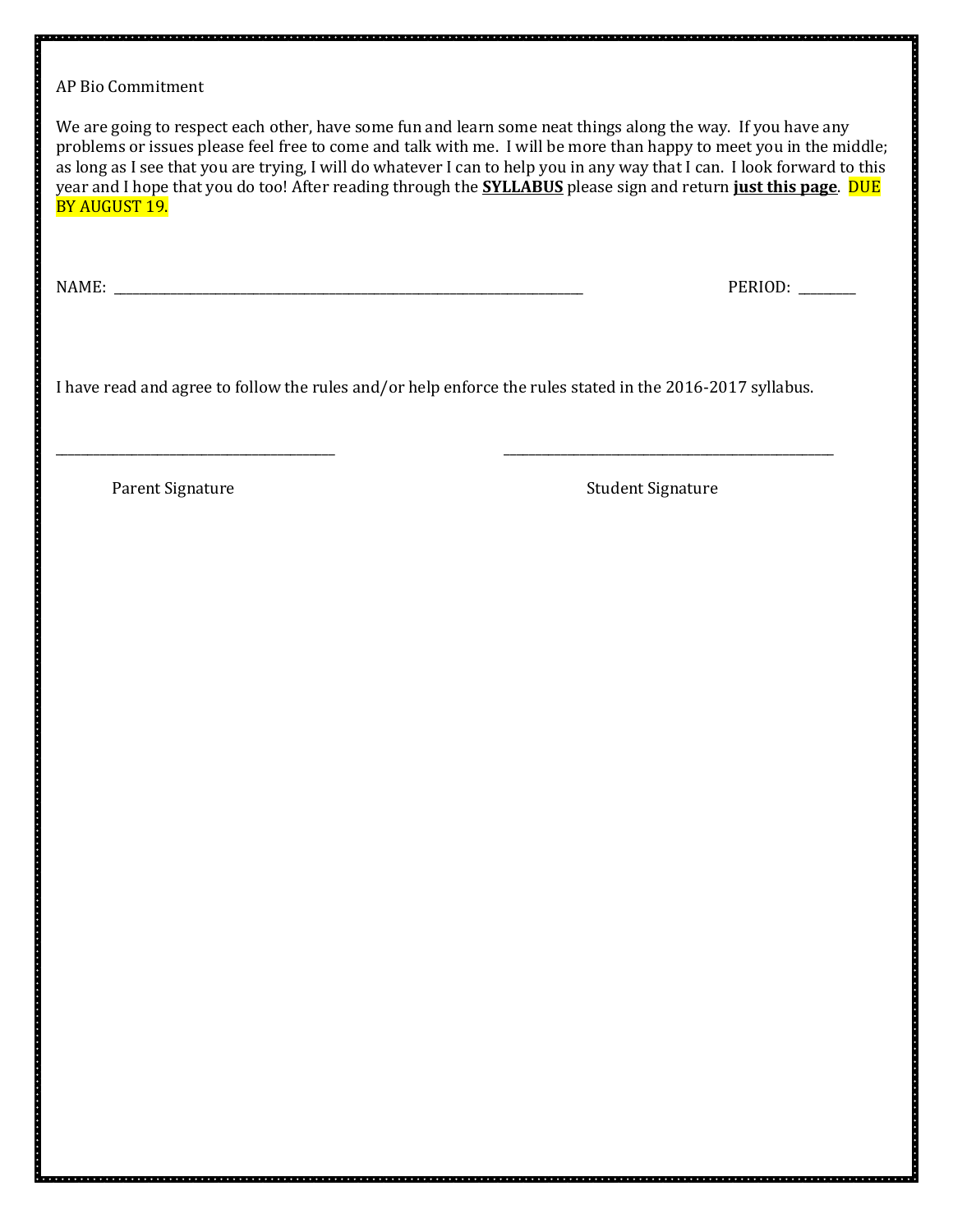AP Bio Commitment

We are going to respect each other, have some fun and learn some neat things along the way. If you have any problems or issues please feel free to come and talk with me. I will be more than happy to meet you in the middle; as long as I see that you are trying, I will do whatever I can to help you in any way that I can. I look forward to this year and I hope that you do too! After reading through the **SYLLABUS** please sign and return **just this page**. DUE BY AUGUST 19.

NAME: ______________________________________________ PERIOD: ________

I have read and agree to follow the rules and/or help enforce the rules stated in the 2016-2017 syllabus.

______________________________ ______________________________

Parent Signature Student Signature